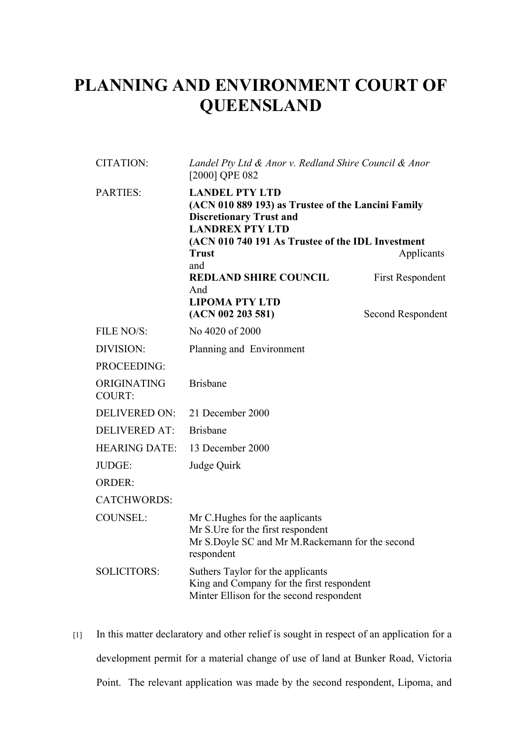# PLANNING AND ENVIRONMENT COURT OF QUEENSLAND

| | |
|---|---|
| CITATION: | *Landel Pty Ltd & Anor v. Redland Shire Council & Anor* [2000] QPE 082 |
| PARTIES: | **LANDEL PTY LTD (ACN 010 889 193) as Trustee of the Lancini Family Discretionary Trust and LANDREX PTY LTD (ACN 010 740 191 As Trustee of the IDL Investment Trust** Applicants<br>and<br>**REDLAND SHIRE COUNCIL** First Respondent<br>And<br>**LIPOMA PTY LTD (ACN 002 203 581)** Second Respondent |
| FILE NO/S: | No 4020 of 2000 |
| DIVISION: | Planning and Environment |
| PROCEEDING: | |
| ORIGINATING COURT: | Brisbane |
| DELIVERED ON: | 21 December 2000 |
| DELIVERED AT: | Brisbane |
| HEARING DATE: | 13 December 2000 |
| JUDGE: | Judge Quirk |
| ORDER: | |
| CATCHWORDS: | |
| COUNSEL: | Mr C.Hughes for the aaplicants<br>Mr S.Ure for the first respondent<br>Mr S.Doyle SC and Mr M.Rackemann for the second respondent |
| SOLICITORS: | Suthers Taylor for the applicants<br>King and Company for the first respondent<br>Minter Ellison for the second respondent |

[1] In this matter declaratory and other relief is sought in respect of an application for a development permit for a material change of use of land at Bunker Road, Victoria Point. The relevant application was made by the second respondent, Lipoma, and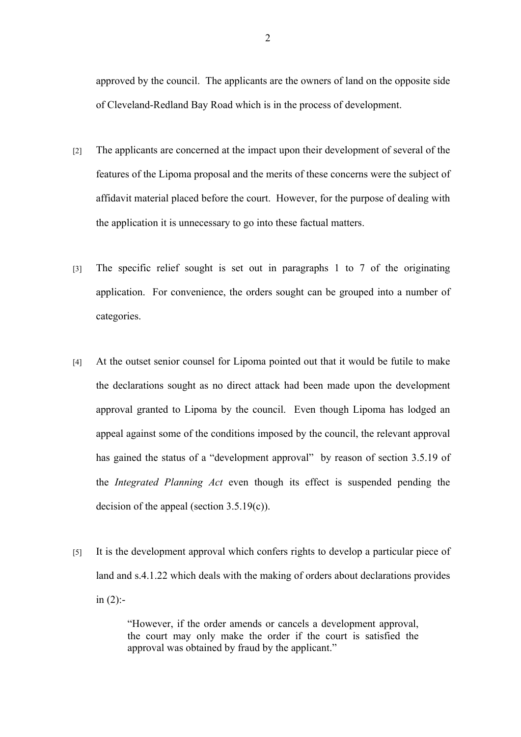approved by the council. The applicants are the owners of land on the opposite side of Cleveland-Redland Bay Road which is in the process of development.

[2] The applicants are concerned at the impact upon their development of several of the features of the Lipoma proposal and the merits of these concerns were the subject of affidavit material placed before the court. However, for the purpose of dealing with the application it is unnecessary to go into these factual matters.

[3] The specific relief sought is set out in paragraphs 1 to 7 of the originating application. For convenience, the orders sought can be grouped into a number of categories.

[4] At the outset senior counsel for Lipoma pointed out that it would be futile to make the declarations sought as no direct attack had been made upon the development approval granted to Lipoma by the council. Even though Lipoma has lodged an appeal against some of the conditions imposed by the council, the relevant approval has gained the status of a "development approval" by reason of section 3.5.19 of the *Integrated Planning Act* even though its effect is suspended pending the decision of the appeal (section 3.5.19(c)).

[5] It is the development approval which confers rights to develop a particular piece of land and s.4.1.22 which deals with the making of orders about declarations provides in (2):-

> "However, if the order amends or cancels a development approval, the court may only make the order if the court is satisfied the approval was obtained by fraud by the applicant."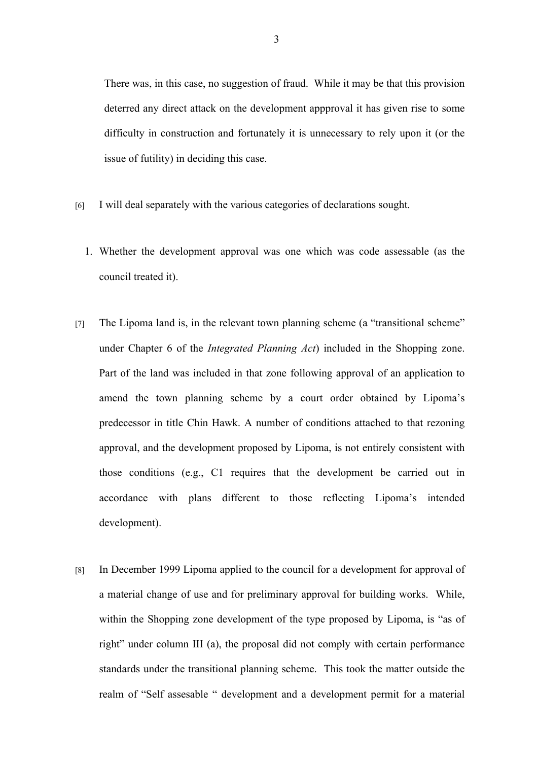There was, in this case, no suggestion of fraud. While it may be that this provision deterred any direct attack on the development appproval it has given rise to some difficulty in construction and fortunately it is unnecessary to rely upon it (or the issue of futility) in deciding this case.

[6] I will deal separately with the various categories of declarations sought.

1. Whether the development approval was one which was code assessable (as the council treated it).

[7] The Lipoma land is, in the relevant town planning scheme (a "transitional scheme" under Chapter 6 of the *Integrated Planning Act*) included in the Shopping zone. Part of the land was included in that zone following approval of an application to amend the town planning scheme by a court order obtained by Lipoma's predecessor in title Chin Hawk. A number of conditions attached to that rezoning approval, and the development proposed by Lipoma, is not entirely consistent with those conditions (e.g., C1 requires that the development be carried out in accordance with plans different to those reflecting Lipoma's intended development).

[8] In December 1999 Lipoma applied to the council for a development for approval of a material change of use and for preliminary approval for building works. While, within the Shopping zone development of the type proposed by Lipoma, is "as of right" under column III (a), the proposal did not comply with certain performance standards under the transitional planning scheme. This took the matter outside the realm of "Self assesable " development and a development permit for a material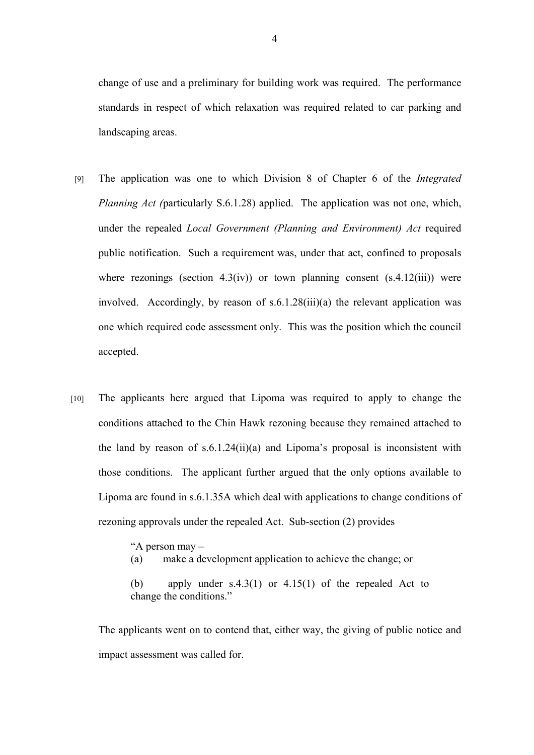change of use and a preliminary for building work was required. The performance standards in respect of which relaxation was required related to car parking and landscaping areas.

[9] The application was one to which Division 8 of Chapter 6 of the *Integrated Planning Act (*particularly S.6.1.28) applied. The application was not one, which, under the repealed *Local Government (Planning and Environment) Act* required public notification. Such a requirement was, under that act, confined to proposals where rezonings (section 4.3(iv)) or town planning consent (s.4.12(iii)) were involved. Accordingly, by reason of s.6.1.28(iii)(a) the relevant application was one which required code assessment only. This was the position which the council accepted.

[10] The applicants here argued that Lipoma was required to apply to change the conditions attached to the Chin Hawk rezoning because they remained attached to the land by reason of s.6.1.24(ii)(a) and Lipoma's proposal is inconsistent with those conditions. The applicant further argued that the only options available to Lipoma are found in s.6.1.35A which deal with applications to change conditions of rezoning approvals under the repealed Act. Sub-section (2) provides

> "A person may –
> (a) make a development application to achieve the change; or
>
> (b) apply under s.4.3(1) or 4.15(1) of the repealed Act to change the conditions."

The applicants went on to contend that, either way, the giving of public notice and impact assessment was called for.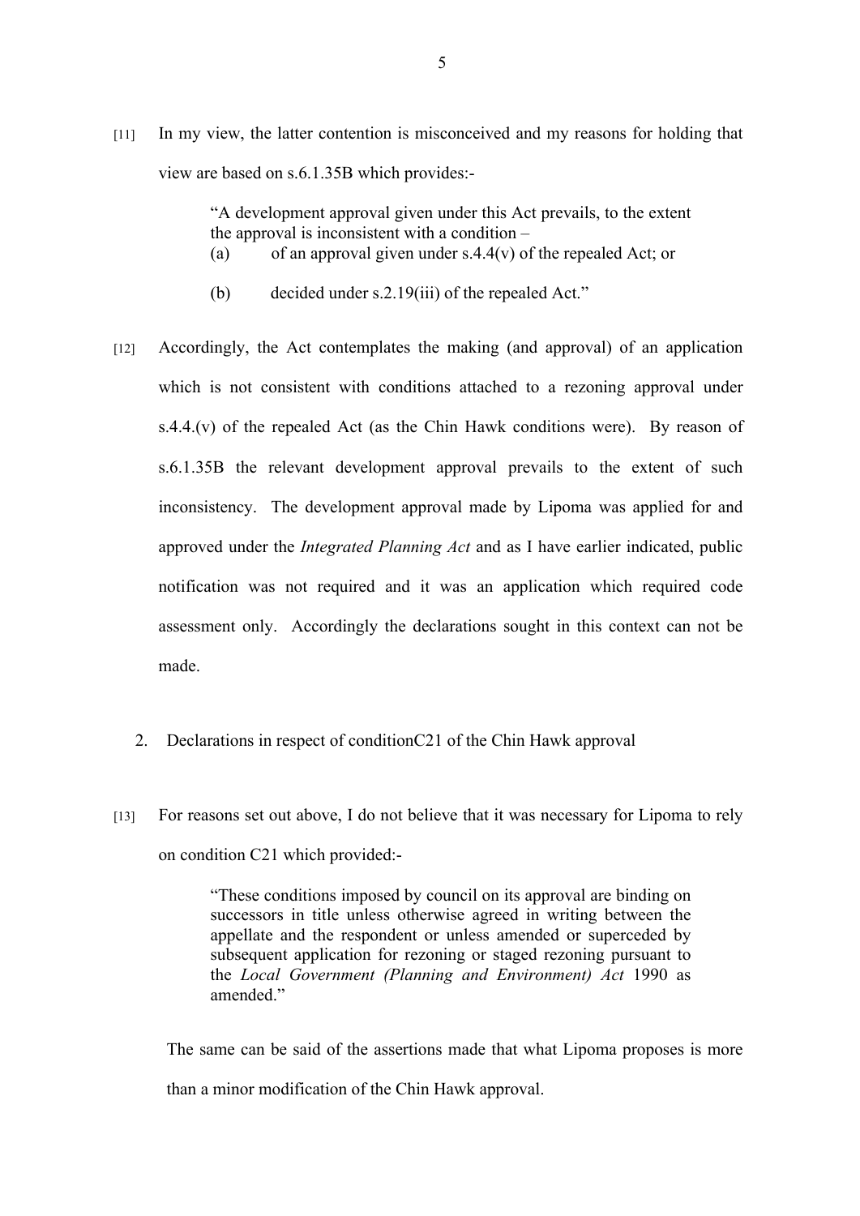[11] In my view, the latter contention is misconceived and my reasons for holding that view are based on s.6.1.35B which provides:-

> "A development approval given under this Act prevails, to the extent the approval is inconsistent with a condition –
> (a) of an approval given under s.4.4(v) of the repealed Act; or
>
> (b) decided under s.2.19(iii) of the repealed Act."

[12] Accordingly, the Act contemplates the making (and approval) of an application which is not consistent with conditions attached to a rezoning approval under s.4.4.(v) of the repealed Act (as the Chin Hawk conditions were). By reason of s.6.1.35B the relevant development approval prevails to the extent of such inconsistency. The development approval made by Lipoma was applied for and approved under the *Integrated Planning Act* and as I have earlier indicated, public notification was not required and it was an application which required code assessment only. Accordingly the declarations sought in this context can not be made.

2. Declarations in respect of conditionC21 of the Chin Hawk approval

[13] For reasons set out above, I do not believe that it was necessary for Lipoma to rely on condition C21 which provided:-

> "These conditions imposed by council on its approval are binding on successors in title unless otherwise agreed in writing between the appellate and the respondent or unless amended or superceded by subsequent application for rezoning or staged rezoning pursuant to the *Local Government (Planning and Environment) Act* 1990 as amended."

The same can be said of the assertions made that what Lipoma proposes is more than a minor modification of the Chin Hawk approval.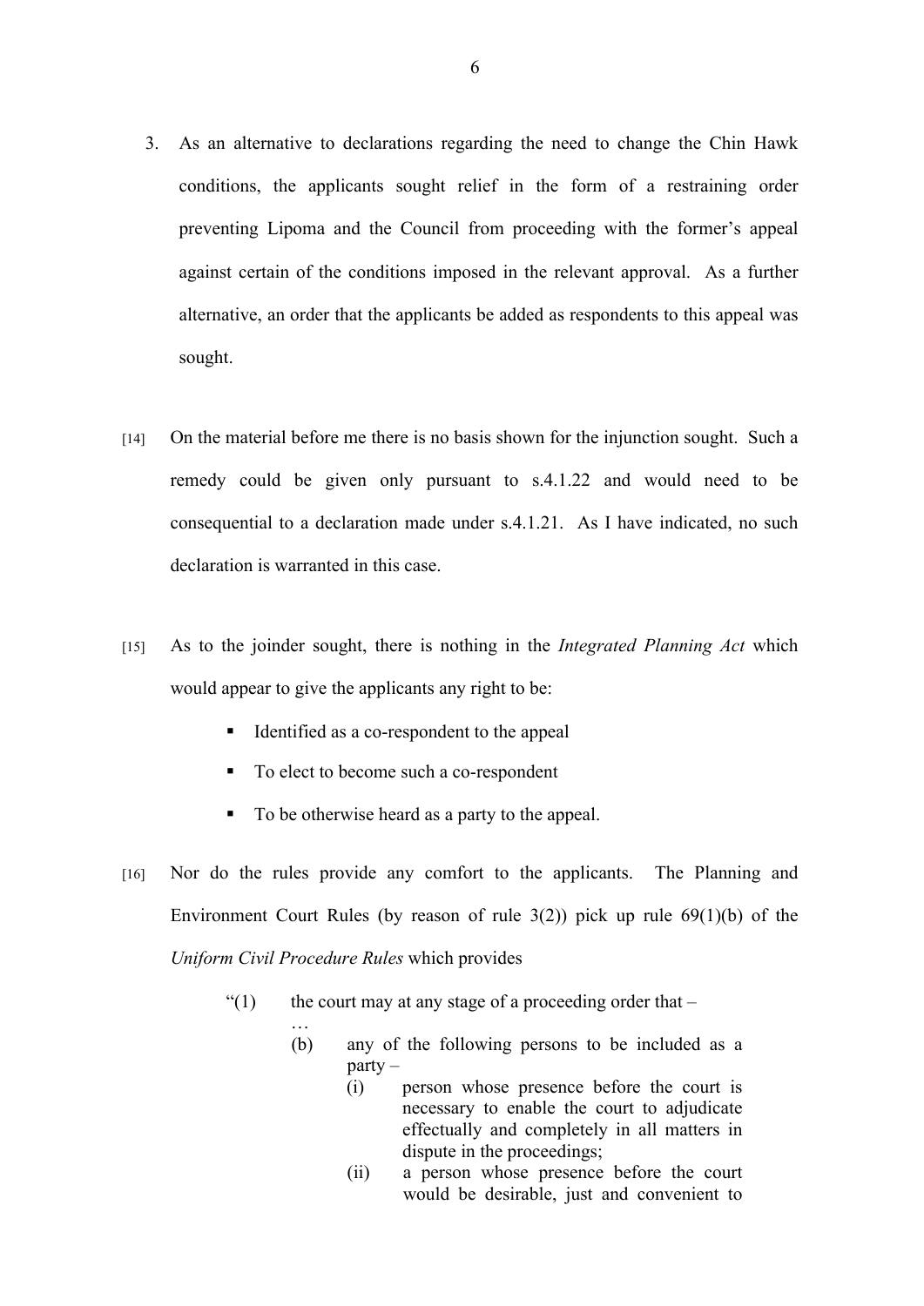3. As an alternative to declarations regarding the need to change the Chin Hawk conditions, the applicants sought relief in the form of a restraining order preventing Lipoma and the Council from proceeding with the former's appeal against certain of the conditions imposed in the relevant approval. As a further alternative, an order that the applicants be added as respondents to this appeal was sought.

[14] On the material before me there is no basis shown for the injunction sought. Such a remedy could be given only pursuant to s.4.1.22 and would need to be consequential to a declaration made under s.4.1.21. As I have indicated, no such declaration is warranted in this case.

[15] As to the joinder sought, there is nothing in the *Integrated Planning Act* which would appear to give the applicants any right to be:

- Identified as a co-respondent to the appeal
- To elect to become such a co-respondent
- To be otherwise heard as a party to the appeal.

[16] Nor do the rules provide any comfort to the applicants. The Planning and Environment Court Rules (by reason of rule 3(2)) pick up rule 69(1)(b) of the *Uniform Civil Procedure Rules* which provides

> "(1) the court may at any stage of a proceeding order that –
>
> …
>
> (b) any of the following persons to be included as a party –
>
> (i) person whose presence before the court is necessary to enable the court to adjudicate effectually and completely in all matters in dispute in the proceedings;
>
> (ii) a person whose presence before the court would be desirable, just and convenient to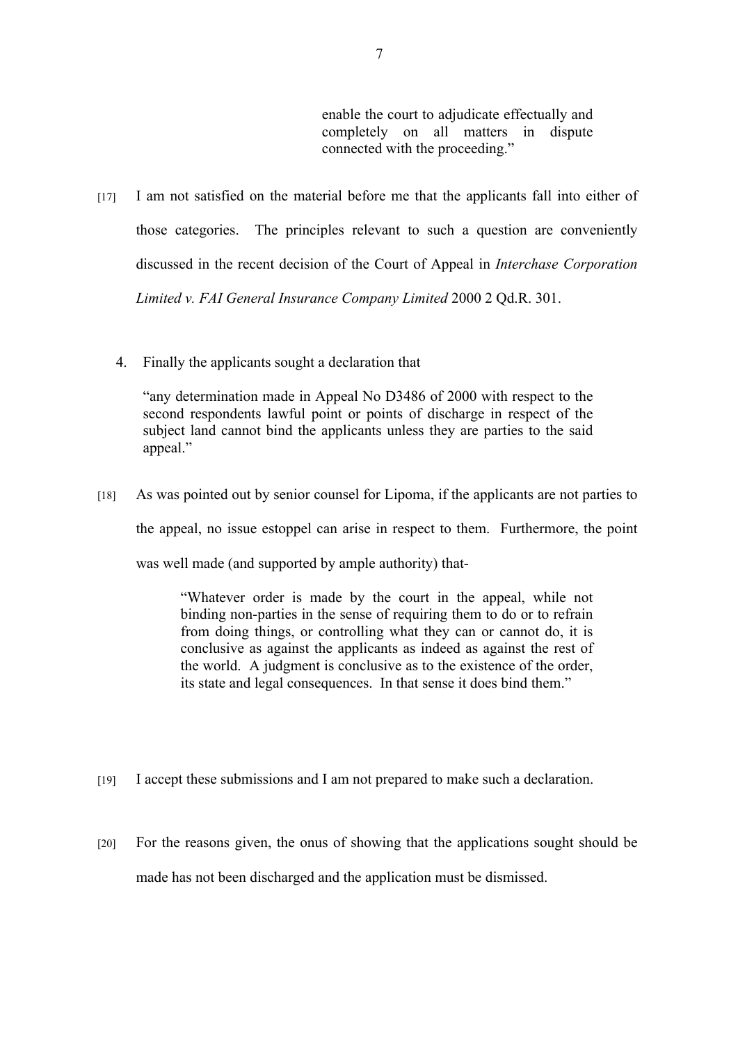> enable the court to adjudicate effectually and completely on all matters in dispute connected with the proceeding."

[17] I am not satisfied on the material before me that the applicants fall into either of those categories. The principles relevant to such a question are conveniently discussed in the recent decision of the Court of Appeal in *Interchase Corporation Limited v. FAI General Insurance Company Limited* 2000 2 Qd.R. 301.

4. Finally the applicants sought a declaration that

"any determination made in Appeal No D3486 of 2000 with respect to the second respondents lawful point or points of discharge in respect of the subject land cannot bind the applicants unless they are parties to the said appeal."

[18] As was pointed out by senior counsel for Lipoma, if the applicants are not parties to the appeal, no issue estoppel can arise in respect to them. Furthermore, the point was well made (and supported by ample authority) that-

> "Whatever order is made by the court in the appeal, while not binding non-parties in the sense of requiring them to do or to refrain from doing things, or controlling what they can or cannot do, it is conclusive as against the applicants as indeed as against the rest of the world. A judgment is conclusive as to the existence of the order, its state and legal consequences. In that sense it does bind them."

[19] I accept these submissions and I am not prepared to make such a declaration.

[20] For the reasons given, the onus of showing that the applications sought should be made has not been discharged and the application must be dismissed.